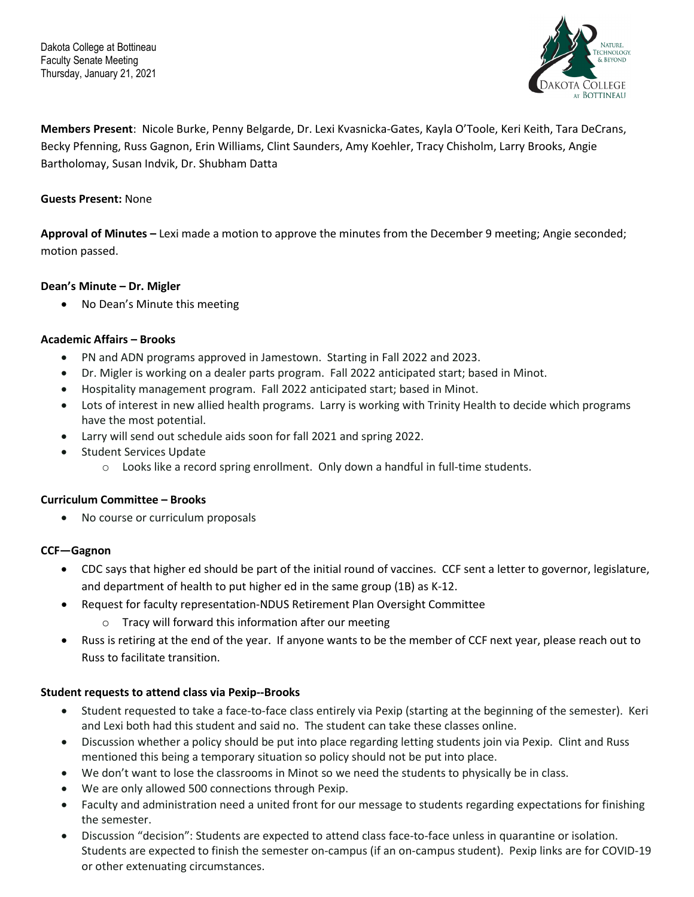Dakota College at Bottineau
Faculty Senate Meeting
Thursday, January 21, 2021

**Members Present**: Nicole Burke, Penny Belgarde, Dr. Lexi Kvasnicka-Gates, Kayla O'Toole, Keri Keith, Tara DeCrans, Becky Pfenning, Russ Gagnon, Erin Williams, Clint Saunders, Amy Koehler, Tracy Chisholm, Larry Brooks, Angie Bartholomay, Susan Indvik, Dr. Shubham Datta

**Guests Present:** None

**Approval of Minutes –** Lexi made a motion to approve the minutes from the December 9 meeting; Angie seconded; motion passed.

**Dean's Minute – Dr. Migler**

- No Dean's Minute this meeting

**Academic Affairs – Brooks**

- PN and ADN programs approved in Jamestown. Starting in Fall 2022 and 2023.
- Dr. Migler is working on a dealer parts program. Fall 2022 anticipated start; based in Minot.
- Hospitality management program. Fall 2022 anticipated start; based in Minot.
- Lots of interest in new allied health programs. Larry is working with Trinity Health to decide which programs have the most potential.
- Larry will send out schedule aids soon for fall 2021 and spring 2022.
- Student Services Update
    - Looks like a record spring enrollment. Only down a handful in full-time students.

**Curriculum Committee – Brooks**

- No course or curriculum proposals

**CCF—Gagnon**

- CDC says that higher ed should be part of the initial round of vaccines. CCF sent a letter to governor, legislature, and department of health to put higher ed in the same group (1B) as K-12.
- Request for faculty representation-NDUS Retirement Plan Oversight Committee
    - Tracy will forward this information after our meeting
- Russ is retiring at the end of the year. If anyone wants to be the member of CCF next year, please reach out to Russ to facilitate transition.

**Student requests to attend class via Pexip--Brooks**

- Student requested to take a face-to-face class entirely via Pexip (starting at the beginning of the semester). Keri and Lexi both had this student and said no. The student can take these classes online.
- Discussion whether a policy should be put into place regarding letting students join via Pexip. Clint and Russ mentioned this being a temporary situation so policy should not be put into place.
- We don't want to lose the classrooms in Minot so we need the students to physically be in class.
- We are only allowed 500 connections through Pexip.
- Faculty and administration need a united front for our message to students regarding expectations for finishing the semester.
- Discussion "decision": Students are expected to attend class face-to-face unless in quarantine or isolation. Students are expected to finish the semester on-campus (if an on-campus student). Pexip links are for COVID-19 or other extenuating circumstances.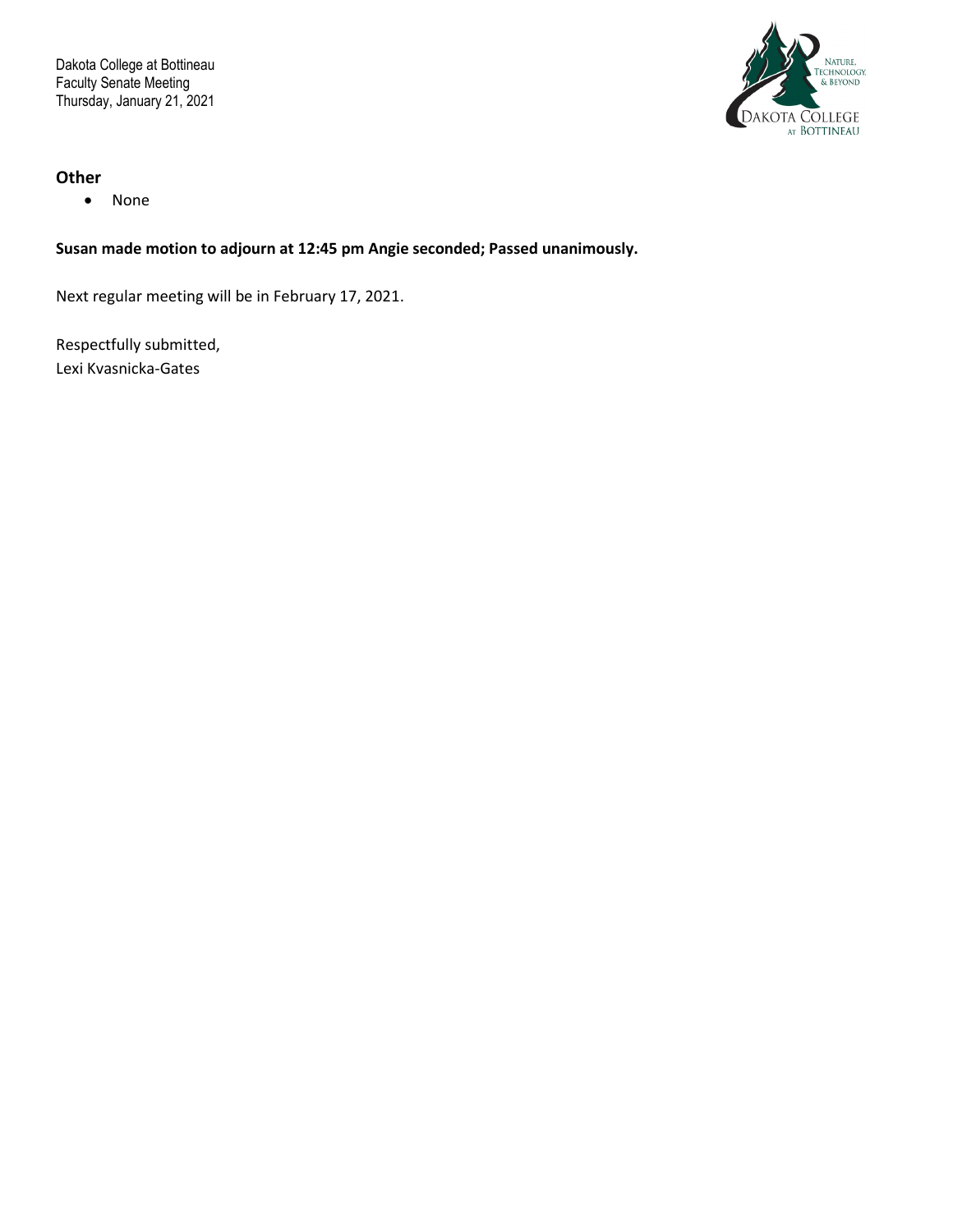## Other

- None

**Susan made motion to adjourn at 12:45 pm Angie seconded; Passed unanimously.**

Next regular meeting will be in February 17, 2021.

Respectfully submitted,
Lexi Kvasnicka-Gates